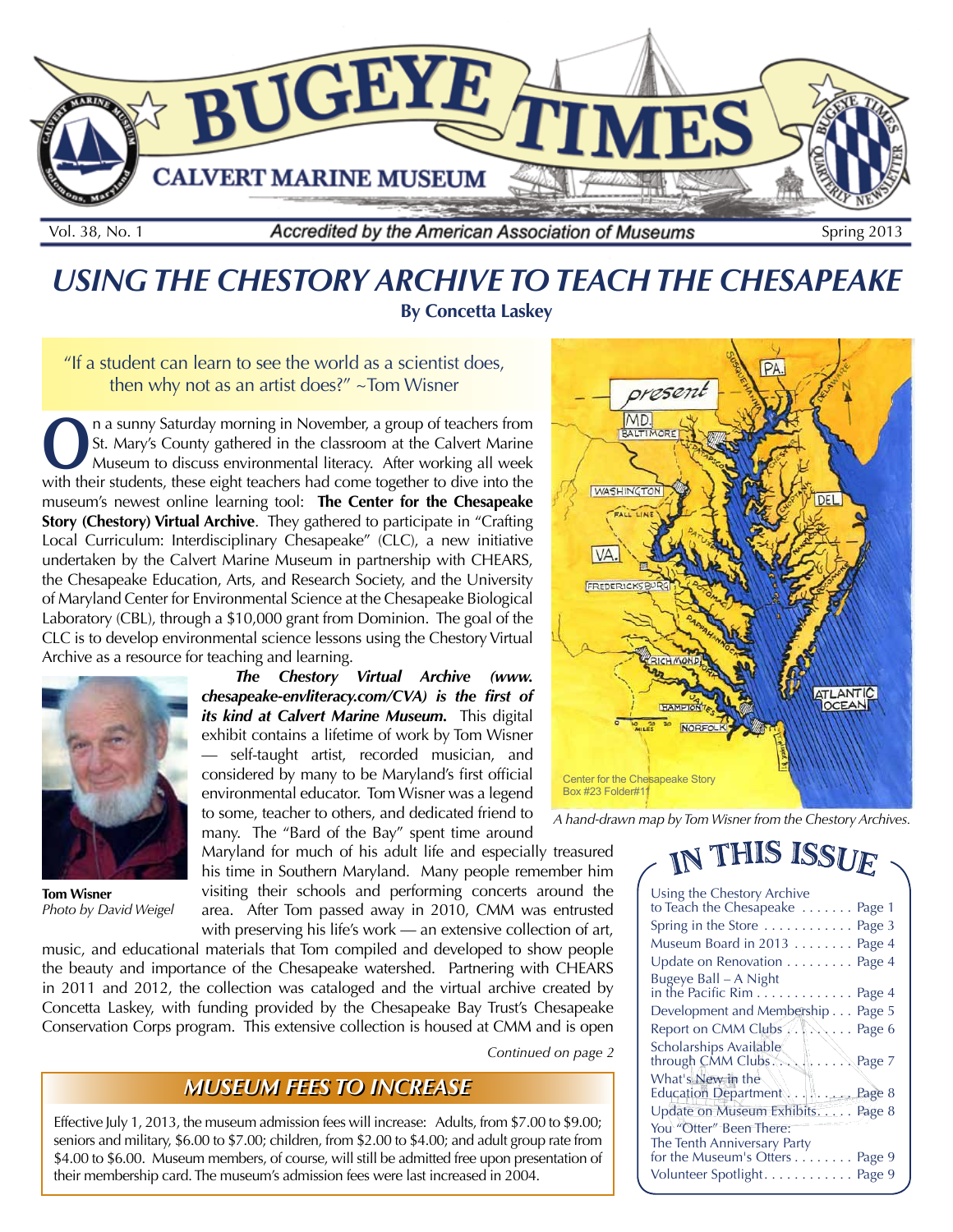# BUGEYE TIMES

## CALVERT MARINE MUSEUM

Vol. 38, No. 1 — Accredited by the American Association of Museums — Spring 2013

# USING THE CHESTORY ARCHIVE TO TEACH THE CHESAPEAKE

**By Concetta Laskey**

"If a student can learn to see the world as a scientist does, then why not as an artist does?" ~Tom Wisner

On a sunny Saturday morning in November, a group of teachers from St. Mary's County gathered in the classroom at the Calvert Marine Museum to discuss environmental literacy. After working all week with their students, these eight teachers had come together to dive into the museum's newest online learning tool: **The Center for the Chesapeake Story (Chestory) Virtual Archive**. They gathered to participate in "Crafting Local Curriculum: Interdisciplinary Chesapeake" (CLC), a new initiative undertaken by the Calvert Marine Museum in partnership with CHEARS, the Chesapeake Education, Arts, and Research Society, and the University of Maryland Center for Environmental Science at the Chesapeake Biological Laboratory (CBL), through a $10,000 grant from Dominion. The goal of the CLC is to develop environmental science lessons using the Chestory Virtual Archive as a resource for teaching and learning.

***The Chestory Virtual Archive (www.chesapeake-envliteracy.com/CVA) is the first of its kind at Calvert Marine Museum.*** This digital exhibit contains a lifetime of work by Tom Wisner — self-taught artist, recorded musician, and considered by many to be Maryland's first official environmental educator. Tom Wisner was a legend to some, teacher to others, and dedicated friend to many. The "Bard of the Bay" spent time around Maryland for much of his adult life and especially treasured his time in Southern Maryland. Many people remember him visiting their schools and performing concerts around the area. After Tom passed away in 2010, CMM was entrusted with preserving his life's work — an extensive collection of art, music, and educational materials that Tom compiled and developed to show people the beauty and importance of the Chesapeake watershed. Partnering with CHEARS in 2011 and 2012, the collection was cataloged and the virtual archive created by Concetta Laskey, with funding provided by the Chesapeake Bay Trust's Chesapeake Conservation Corps program. This extensive collection is housed at CMM and is open

*Continued on page 2*

**Tom Wisner**
*Photo by David Weigel*

Center for the Chesapeake Story
Box #23 Folder#11

*A hand-drawn map by Tom Wisner from the Chestory Archives.*

## MUSEUM FEES TO INCREASE

Effective July 1, 2013, the museum admission fees will increase: Adults, from $7.00 to $9.00; seniors and military, $6.00 to $7.00; children, from $2.00 to $4.00; and adult group rate from $4.00 to $6.00. Museum members, of course, will still be admitted free upon presentation of their membership card. The museum's admission fees were last increased in 2004.

## IN THIS ISSUE

| | |
|---|---|
| Using the Chestory Archive to Teach the Chesapeake | Page 1 |
| Spring in the Store | Page 3 |
| Museum Board in 2013 | Page 4 |
| Update on Renovation | Page 4 |
| Bugeye Ball – A Night in the Pacific Rim | Page 4 |
| Development and Membership | Page 5 |
| Report on CMM Clubs | Page 6 |
| Scholarships Available through CMM Clubs | Page 7 |
| What's New in the Education Department | Page 8 |
| Update on Museum Exhibits | Page 8 |
| You "Otter" Been There: The Tenth Anniversary Party for the Museum's Otters | Page 9 |
| Volunteer Spotlight | Page 9 |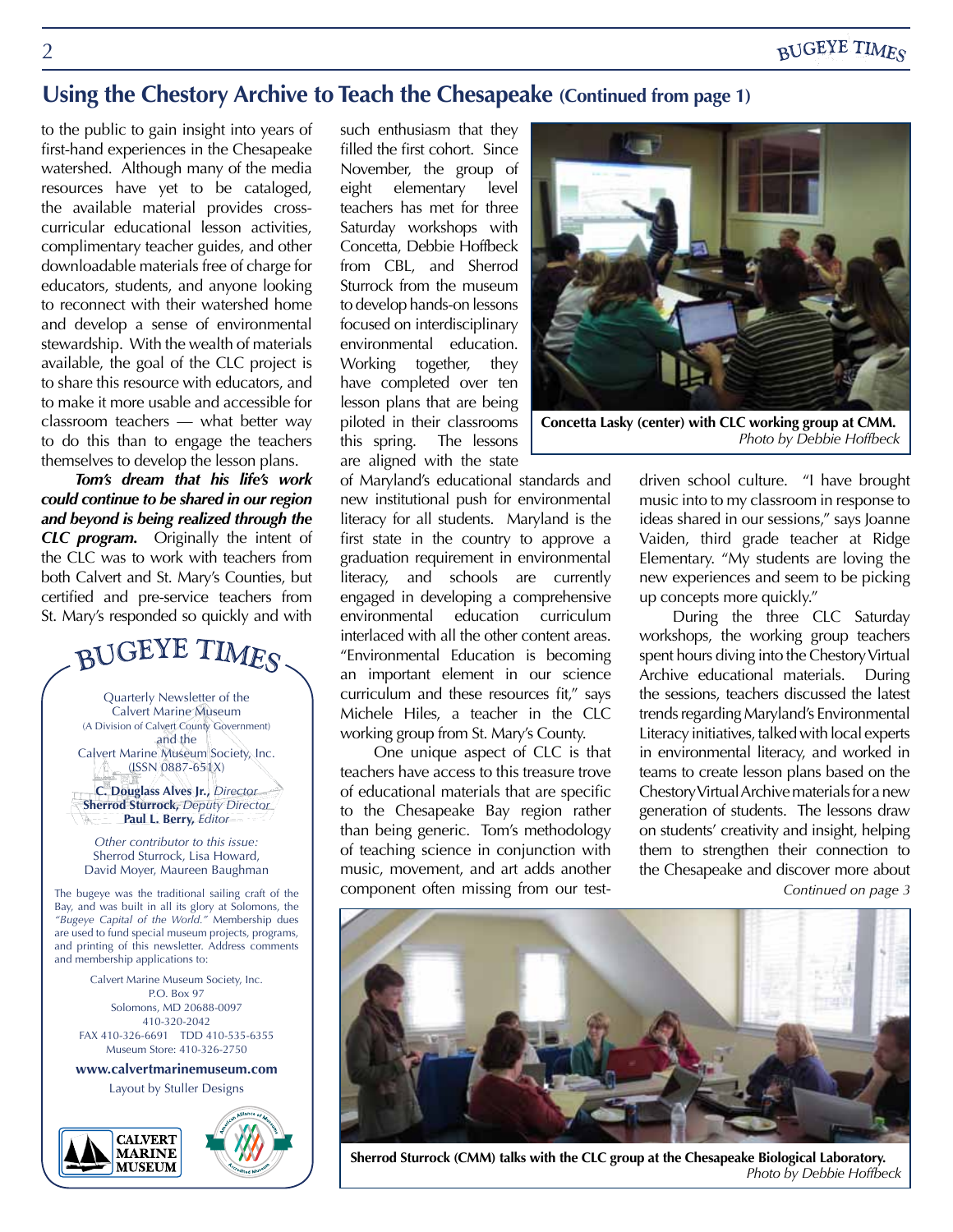## Using the Chestory Archive to Teach the Chesapeake (Continued from page 1)

to the public to gain insight into years of first-hand experiences in the Chesapeake watershed. Although many of the media resources have yet to be cataloged, the available material provides cross-curricular educational lesson activities, complimentary teacher guides, and other downloadable materials free of charge for educators, students, and anyone looking to reconnect with their watershed home and develop a sense of environmental stewardship. With the wealth of materials available, the goal of the CLC project is to share this resource with educators, and to make it more usable and accessible for classroom teachers — what better way to do this than to engage the teachers themselves to develop the lesson plans.

***Tom's dream that his life's work could continue to be shared in our region and beyond is being realized through the CLC program.*** Originally the intent of the CLC was to work with teachers from both Calvert and St. Mary's Counties, but certified and pre-service teachers from St. Mary's responded so quickly and with such enthusiasm that they filled the first cohort. Since November, the group of eight elementary level teachers has met for three Saturday workshops with Concetta, Debbie Hoffbeck from CBL, and Sherrod Sturrock from the museum to develop hands-on lessons focused on interdisciplinary environmental education. Working together, they have completed over ten lesson plans that are being piloted in their classrooms this spring. The lessons are aligned with the state of Maryland's educational standards and new institutional push for environmental literacy for all students. Maryland is the first state in the country to approve a graduation requirement in environmental literacy, and schools are currently engaged in developing a comprehensive environmental education curriculum interlaced with all the other content areas. "Environmental Education is becoming an important element in our science curriculum and these resources fit," says Michele Hiles, a teacher in the CLC working group from St. Mary's County.

One unique aspect of CLC is that teachers have access to this treasure trove of educational materials that are specific to the Chesapeake Bay region rather than being generic. Tom's methodology of teaching science in conjunction with music, movement, and art adds another component often missing from our test-driven school culture. "I have brought music into to my classroom in response to ideas shared in our sessions," says Joanne Vaiden, third grade teacher at Ridge Elementary. "My students are loving the new experiences and seem to be picking up concepts more quickly."

During the three CLC Saturday workshops, the working group teachers spent hours diving into the Chestory Virtual Archive educational materials. During the sessions, teachers discussed the latest trends regarding Maryland's Environmental Literacy initiatives, talked with local experts in environmental literacy, and worked in teams to create lesson plans based on the Chestory Virtual Archive materials for a new generation of students. The lessons draw on students' creativity and insight, helping them to strengthen their connection to the Chesapeake and discover more about

*Continued on page 3*

**Concetta Lasky (center) with CLC working group at CMM.**
*Photo by Debbie Hoffbeck*

**Sherrod Sturrock (CMM) talks with the CLC group at the Chesapeake Biological Laboratory.**
*Photo by Debbie Hoffbeck*

---

### BUGEYE TIMES

Quarterly Newsletter of the Calvert Marine Museum
(A Division of Calvert County Government)
and the
Calvert Marine Museum Society, Inc.
(ISSN 0887-651X)

**C. Douglass Alves Jr.,** *Director*
**Sherrod Sturrock,** *Deputy Director*
**Paul L. Berry,** *Editor*

*Other contributor to this issue:*
Sherrod Sturrock, Lisa Howard, David Moyer, Maureen Baughman

The bugeye was the traditional sailing craft of the Bay, and was built in all its glory at Solomons, the *"Bugeye Capital of the World."* Membership dues are used to fund special museum projects, programs, and printing of this newsletter. Address comments and membership applications to:

Calvert Marine Museum Society, Inc.
P.O. Box 97
Solomons, MD 20688-0097
410-320-2042
FAX 410-326-6691 TDD 410-535-6355
Museum Store: 410-326-2750

**www.calvertmarinemuseum.com**

Layout by Stuller Designs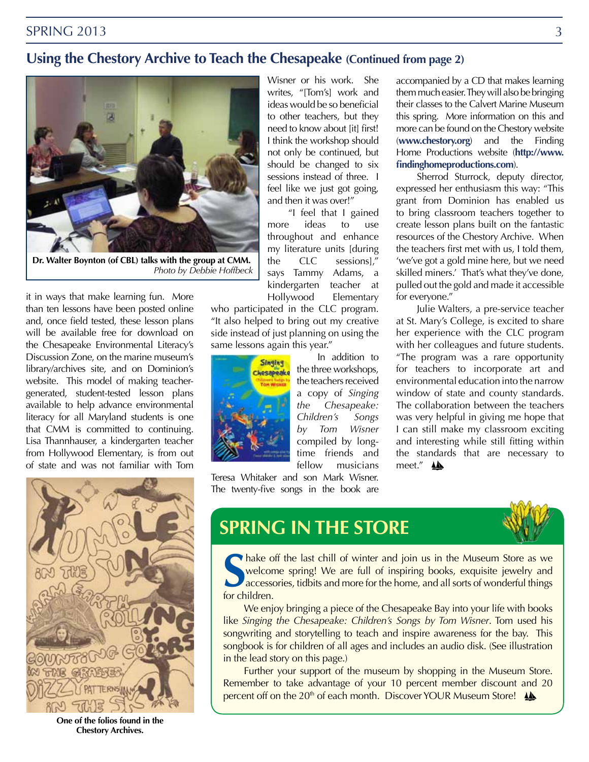## Using the Chestory Archive to Teach the Chesapeake (Continued from page 2)

**Dr. Walter Boynton (of CBL) talks with the group at CMM.** *Photo by Debbie Hoffbeck*

it in ways that make learning fun. More than ten lessons have been posted online and, once field tested, these lesson plans will be available free for download on the Chesapeake Environmental Literacy's Discussion Zone, on the marine museum's library/archives site, and on Dominion's website. This model of making teacher-generated, student-tested lesson plans available to help advance environmental literacy for all Maryland students is one that CMM is committed to continuing. Lisa Thannhauser, a kindergarten teacher from Hollywood Elementary, is from out of state and was not familiar with Tom Wisner or his work. She writes, "[Tom's] work and ideas would be so beneficial to other teachers, but they need to know about [it] first! I think the workshop should not only be continued, but should be changed to six sessions instead of three. I feel like we just got going, and then it was over!"

"I feel that I gained more ideas to use throughout and enhance my literature units [during the CLC sessions]," says Tammy Adams, a kindergarten teacher at Hollywood Elementary who participated in the CLC program. "It also helped to bring out my creative side instead of just planning on using the same lessons again this year."

In addition to the three workshops, the teachers received a copy of *Singing the Chesapeake: Children's Songs by Tom Wisner* compiled by long-time friends and fellow musicians Teresa Whitaker and son Mark Wisner. The twenty-five songs in the book are accompanied by a CD that makes learning them much easier. They will also be bringing their classes to the Calvert Marine Museum this spring. More information on this and more can be found on the Chestory website (**www.chestory.org**) and the Finding Home Productions website (**http://www.findinghomeproductions.com**).

Sherrod Sturrock, deputy director, expressed her enthusiasm this way: "This grant from Dominion has enabled us to bring classroom teachers together to create lesson plans built on the fantastic resources of the Chestory Archive. When the teachers first met with us, I told them, 'we've got a gold mine here, but we need skilled miners.' That's what they've done, pulled out the gold and made it accessible for everyone."

Julie Walters, a pre-service teacher at St. Mary's College, is excited to share her experience with the CLC program with her colleagues and future students. "The program was a rare opportunity for teachers to incorporate art and environmental education into the narrow window of state and county standards. The collaboration between the teachers was very helpful in giving me hope that I can still make my classroom exciting and interesting while still fitting within the standards that are necessary to meet."

**One of the folios found in the Chestory Archives.**

## SPRING IN THE STORE

Shake off the last chill of winter and join us in the Museum Store as we welcome spring! We are full of inspiring books, exquisite jewelry and accessories, tidbits and more for the home, and all sorts of wonderful things for children.

We enjoy bringing a piece of the Chesapeake Bay into your life with books like *Singing the Chesapeake: Children's Songs by Tom Wisner*. Tom used his songwriting and storytelling to teach and inspire awareness for the bay. This songbook is for children of all ages and includes an audio disk. (See illustration in the lead story on this page.)

Further your support of the museum by shopping in the Museum Store. Remember to take advantage of your 10 percent member discount and 20 percent off on the 20th of each month. Discover YOUR Museum Store!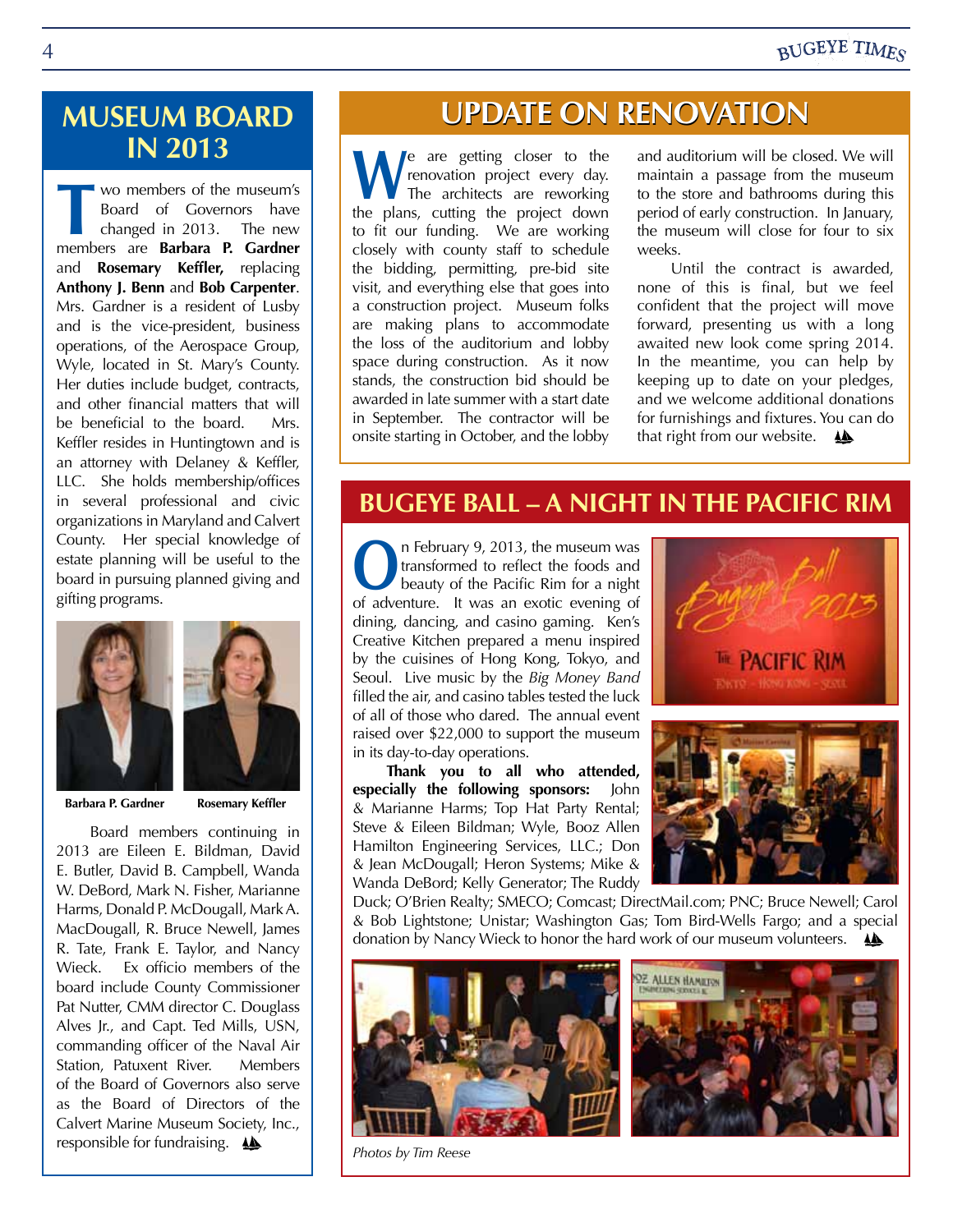## MUSEUM BOARD IN 2013

Two members of the museum's Board of Governors have changed in 2013. The new members are **Barbara P. Gardner** and **Rosemary Keffler,** replacing **Anthony J. Benn** and **Bob Carpenter**. Mrs. Gardner is a resident of Lusby and is the vice-president, business operations, of the Aerospace Group, Wyle, located in St. Mary's County. Her duties include budget, contracts, and other financial matters that will be beneficial to the board. Mrs. Keffler resides in Huntingtown and is an attorney with Delaney & Keffler, LLC. She holds membership/offices in several professional and civic organizations in Maryland and Calvert County. Her special knowledge of estate planning will be useful to the board in pursuing planned giving and gifting programs.

**Barbara P. Gardner** **Rosemary Keffler**

Board members continuing in 2013 are Eileen E. Bildman, David E. Butler, David B. Campbell, Wanda W. DeBord, Mark N. Fisher, Marianne Harms, Donald P. McDougall, Mark A. MacDougall, R. Bruce Newell, James R. Tate, Frank E. Taylor, and Nancy Wieck. Ex officio members of the board include County Commissioner Pat Nutter, CMM director C. Douglass Alves Jr., and Capt. Ted Mills, USN, commanding officer of the Naval Air Station, Patuxent River. Members of the Board of Governors also serve as the Board of Directors of the Calvert Marine Museum Society, Inc., responsible for fundraising.

## UPDATE ON RENOVATION

We are getting closer to the renovation project every day. The architects are reworking the plans, cutting the project down to fit our funding. We are working closely with county staff to schedule the bidding, permitting, pre-bid site visit, and everything else that goes into a construction project. Museum folks are making plans to accommodate the loss of the auditorium and lobby space during construction. As it now stands, the construction bid should be awarded in late summer with a start date in September. The contractor will be onsite starting in October, and the lobby and auditorium will be closed. We will maintain a passage from the museum to the store and bathrooms during this period of early construction. In January, the museum will close for four to six weeks.

Until the contract is awarded, none of this is final, but we feel confident that the project will move forward, presenting us with a long awaited new look come spring 2014. In the meantime, you can help by keeping up to date on your pledges, and we welcome additional donations for furnishings and fixtures. You can do that right from our website.

## BUGEYE BALL – A NIGHT IN THE PACIFIC RIM

On February 9, 2013, the museum was transformed to reflect the foods and beauty of the Pacific Rim for a night of adventure. It was an exotic evening of dining, dancing, and casino gaming. Ken's Creative Kitchen prepared a menu inspired by the cuisines of Hong Kong, Tokyo, and Seoul. Live music by the *Big Money Band* filled the air, and casino tables tested the luck of all of those who dared. The annual event raised over $22,000 to support the museum in its day-to-day operations.

**Thank you to all who attended, especially the following sponsors:** John & Marianne Harms; Top Hat Party Rental; Steve & Eileen Bildman; Wyle, Booz Allen Hamilton Engineering Services, LLC.; Don & Jean McDougall; Heron Systems; Mike & Wanda DeBord; Kelly Generator; The Ruddy Duck; O'Brien Realty; SMECO; Comcast; DirectMail.com; PNC; Bruce Newell; Carol & Bob Lightstone; Unistar; Washington Gas; Tom Bird-Wells Fargo; and a special donation by Nancy Wieck to honor the hard work of our museum volunteers.

*Photos by Tim Reese*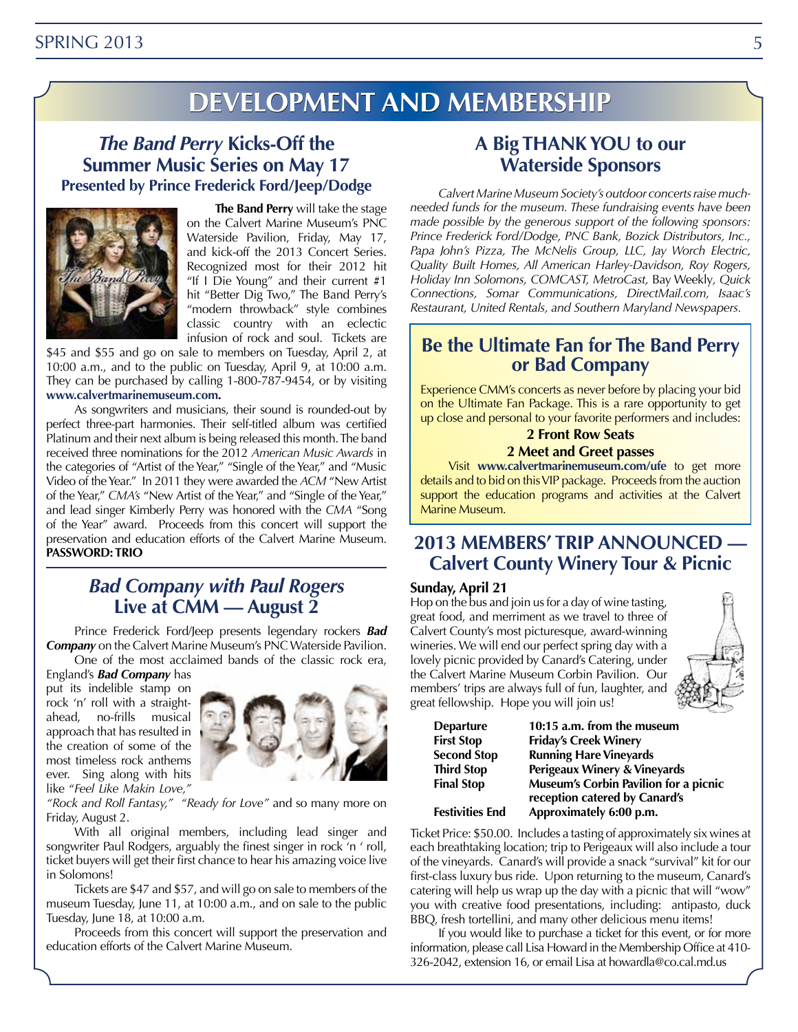# DEVELOPMENT AND MEMBERSHIP

## *The Band Perry* Kicks-Off the Summer Music Series on May 17

### Presented by Prince Frederick Ford/Jeep/Dodge

**The Band Perry** will take the stage on the Calvert Marine Museum's PNC Waterside Pavilion, Friday, May 17, and kick-off the 2013 Concert Series. Recognized most for their 2012 hit "If I Die Young" and their current #1 hit "Better Dig Two," The Band Perry's "modern throwback" style combines classic country with an eclectic infusion of rock and soul. Tickets are $45 and $55 and go on sale to members on Tuesday, April 2, at 10:00 a.m., and to the public on Tuesday, April 9, at 10:00 a.m. They can be purchased by calling 1-800-787-9454, or by visiting **www.calvertmarinemuseum.com.**

As songwriters and musicians, their sound is rounded-out by perfect three-part harmonies. Their self-titled album was certified Platinum and their next album is being released this month. The band received three nominations for the 2012 *American Music Awards* in the categories of "Artist of the Year," "Single of the Year," and "Music Video of the Year." In 2011 they were awarded the *ACM* "New Artist of the Year," *CMA's* "New Artist of the Year," and "Single of the Year," and lead singer Kimberly Perry was honored with the *CMA* "Song of the Year" award. Proceeds from this concert will support the preservation and education efforts of the Calvert Marine Museum. **PASSWORD: TRIO**

## *Bad Company with Paul Rogers* Live at CMM — August 2

Prince Frederick Ford/Jeep presents legendary rockers ***Bad Company*** on the Calvert Marine Museum's PNC Waterside Pavilion.

One of the most acclaimed bands of the classic rock era, England's ***Bad Company*** has put its indelible stamp on rock 'n' roll with a straight-ahead, no-frills musical approach that has resulted in the creation of some of the most timeless rock anthems ever. Sing along with hits like "*Feel Like Makin Love," "Rock and Roll Fantasy," "Ready for Love"* and so many more on Friday, August 2.

With all original members, including lead singer and songwriter Paul Rodgers, arguably the finest singer in rock 'n ' roll, ticket buyers will get their first chance to hear his amazing voice live in Solomons!

Tickets are $47 and $57, and will go on sale to members of the museum Tuesday, June 11, at 10:00 a.m., and on sale to the public Tuesday, June 18, at 10:00 a.m.

Proceeds from this concert will support the preservation and education efforts of the Calvert Marine Museum.

## A Big THANK YOU to our Waterside Sponsors

*Calvert Marine Museum Society's outdoor concerts raise much-needed funds for the museum. These fundraising events have been made possible by the generous support of the following sponsors: Prince Frederick Ford/Dodge, PNC Bank, Bozick Distributors, Inc., Papa John's Pizza, The McNelis Group, LLC, Jay Worch Electric, Quality Built Homes, All American Harley-Davidson, Roy Rogers, Holiday Inn Solomons, COMCAST, MetroCast,* Bay Weekly*, Quick Connections, Somar Communications, DirectMail.com, Isaac's Restaurant, United Rentals, and Southern Maryland Newspapers.*

## Be the Ultimate Fan for The Band Perry or Bad Company

Experience CMM's concerts as never before by placing your bid on the Ultimate Fan Package. This is a rare opportunity to get up close and personal to your favorite performers and includes:

**2 Front Row Seats**

**2 Meet and Greet passes**

Visit **www.calvertmarinemuseum.com/ufe** to get more details and to bid on this VIP package. Proceeds from the auction support the education programs and activities at the Calvert Marine Museum.

## 2013 MEMBERS' TRIP ANNOUNCED — Calvert County Winery Tour & Picnic

**Sunday, April 21**

Hop on the bus and join us for a day of wine tasting, great food, and merriment as we travel to three of Calvert County's most picturesque, award-winning wineries. We will end our perfect spring day with a lovely picnic provided by Canard's Catering, under the Calvert Marine Museum Corbin Pavilion. Our members' trips are always full of fun, laughter, and great fellowship. Hope you will join us!

| | |
|---|---|
| **Departure** | **10:15 a.m. from the museum** |
| **First Stop** | **Friday's Creek Winery** |
| **Second Stop** | **Running Hare Vineyards** |
| **Third Stop** | **Perigeaux Winery & Vineyards** |
| **Final Stop** | **Museum's Corbin Pavilion for a picnic reception catered by Canard's** |
| **Festivities End** | **Approximately 6:00 p.m.** |

Ticket Price: $50.00. Includes a tasting of approximately six wines at each breathtaking location; trip to Perigeaux will also include a tour of the vineyards. Canard's will provide a snack "survival" kit for our first-class luxury bus ride. Upon returning to the museum, Canard's catering will help us wrap up the day with a picnic that will "wow" you with creative food presentations, including: antipasto, duck BBQ, fresh tortellini, and many other delicious menu items!

If you would like to purchase a ticket for this event, or for more information, please call Lisa Howard in the Membership Office at 410-326-2042, extension 16, or email Lisa at howardla@co.cal.md.us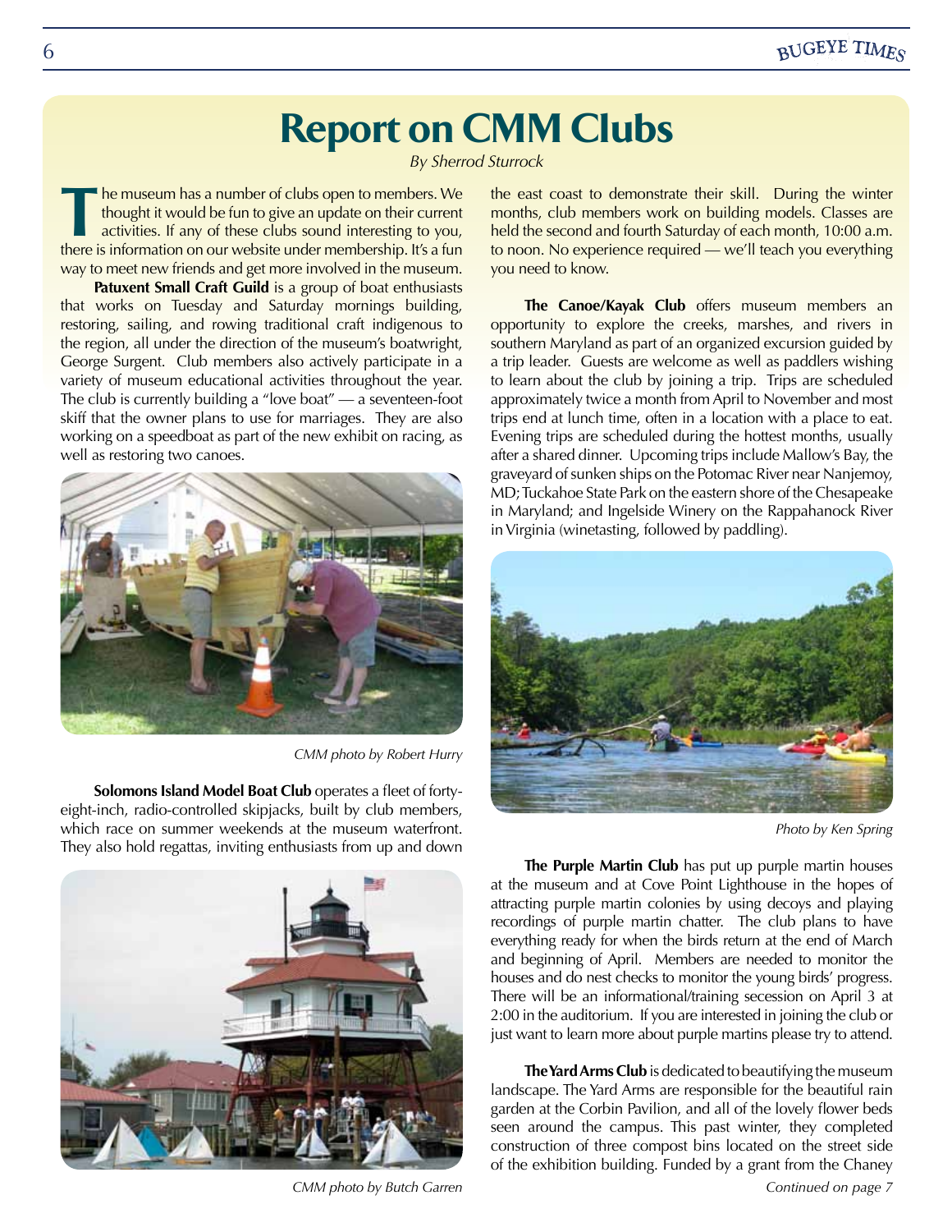# Report on CMM Clubs

*By Sherrod Sturrock*

The museum has a number of clubs open to members. We thought it would be fun to give an update on their current activities. If any of these clubs sound interesting to you, there is information on our website under membership. It's a fun way to meet new friends and get more involved in the museum.

**Patuxent Small Craft Guild** is a group of boat enthusiasts that works on Tuesday and Saturday mornings building, restoring, sailing, and rowing traditional craft indigenous to the region, all under the direction of the museum's boatwright, George Surgent. Club members also actively participate in a variety of museum educational activities throughout the year. The club is currently building a "love boat" — a seventeen-foot skiff that the owner plans to use for marriages. They are also working on a speedboat as part of the new exhibit on racing, as well as restoring two canoes.

*CMM photo by Robert Hurry*

**Solomons Island Model Boat Club** operates a fleet of forty-eight-inch, radio-controlled skipjacks, built by club members, which race on summer weekends at the museum waterfront. They also hold regattas, inviting enthusiasts from up and down the east coast to demonstrate their skill. During the winter months, club members work on building models. Classes are held the second and fourth Saturday of each month, 10:00 a.m. to noon. No experience required — we'll teach you everything you need to know.

*CMM photo by Butch Garren*

**The Canoe/Kayak Club** offers museum members an opportunity to explore the creeks, marshes, and rivers in southern Maryland as part of an organized excursion guided by a trip leader. Guests are welcome as well as paddlers wishing to learn about the club by joining a trip. Trips are scheduled approximately twice a month from April to November and most trips end at lunch time, often in a location with a place to eat. Evening trips are scheduled during the hottest months, usually after a shared dinner. Upcoming trips include Mallow's Bay, the graveyard of sunken ships on the Potomac River near Nanjemoy, MD; Tuckahoe State Park on the eastern shore of the Chesapeake in Maryland; and Ingelside Winery on the Rappahanock River in Virginia (winetasting, followed by paddling).

*Photo by Ken Spring*

**The Purple Martin Club** has put up purple martin houses at the museum and at Cove Point Lighthouse in the hopes of attracting purple martin colonies by using decoys and playing recordings of purple martin chatter. The club plans to have everything ready for when the birds return at the end of March and beginning of April. Members are needed to monitor the houses and do nest checks to monitor the young birds' progress. There will be an informational/training secession on April 3 at 2:00 in the auditorium. If you are interested in joining the club or just want to learn more about purple martins please try to attend.

**The Yard Arms Club** is dedicated to beautifying the museum landscape. The Yard Arms are responsible for the beautiful rain garden at the Corbin Pavilion, and all of the lovely flower beds seen around the campus. This past winter, they completed construction of three compost bins located on the street side of the exhibition building. Funded by a grant from the Chaney

*Continued on page 7*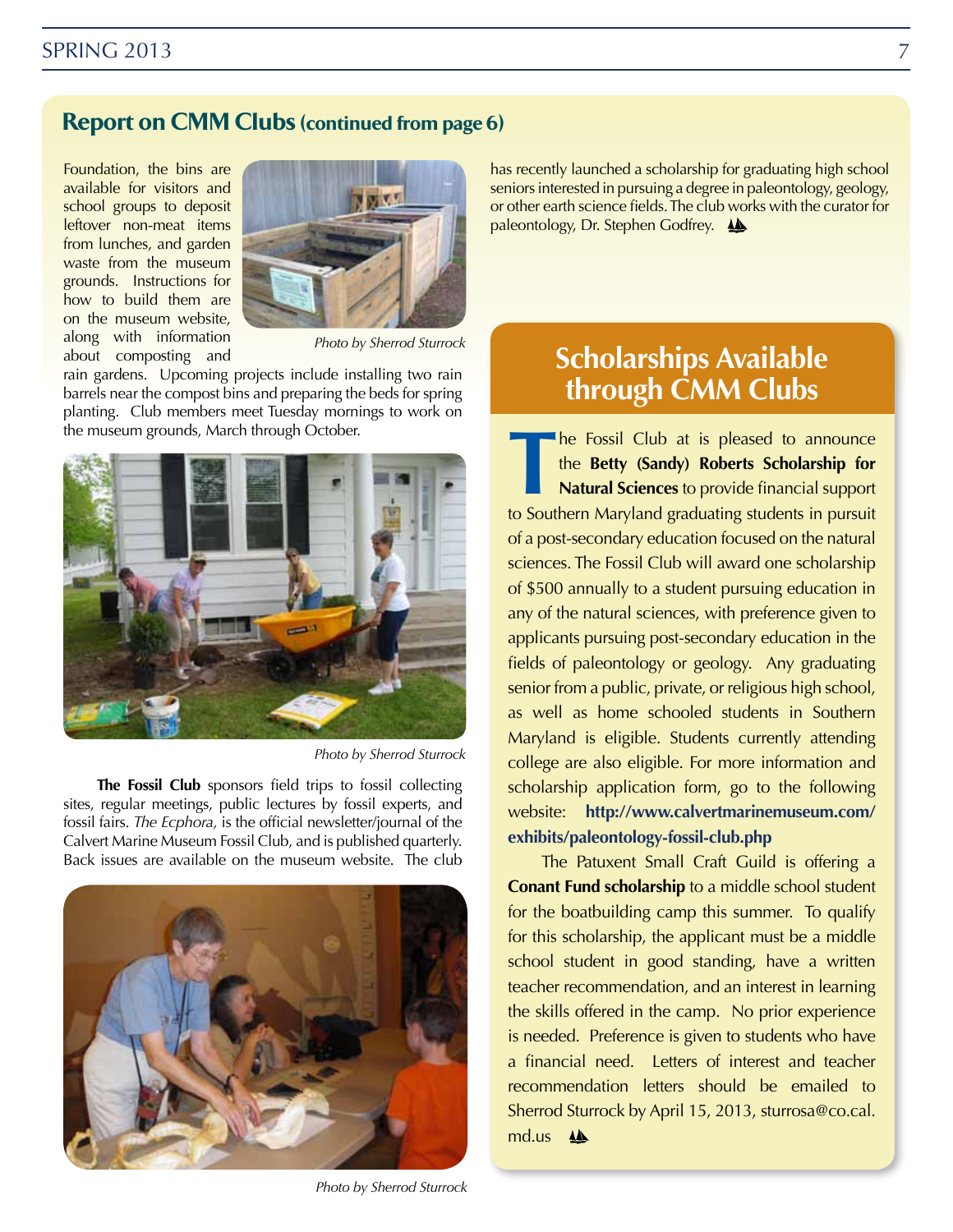## Report on CMM Clubs (continued from page 6)

Foundation, the bins are available for visitors and school groups to deposit leftover non-meat items from lunches, and garden waste from the museum grounds. Instructions for how to build them are on the museum website, along with information about composting and rain gardens. Upcoming projects include installing two rain barrels near the compost bins and preparing the beds for spring planting. Club members meet Tuesday mornings to work on the museum grounds, March through October.

*Photo by Sherrod Sturrock*

*Photo by Sherrod Sturrock*

**The Fossil Club** sponsors field trips to fossil collecting sites, regular meetings, public lectures by fossil experts, and fossil fairs. *The Ecphora,* is the official newsletter/journal of the Calvert Marine Museum Fossil Club, and is published quarterly. Back issues are available on the museum website. The club has recently launched a scholarship for graduating high school seniors interested in pursuing a degree in paleontology, geology, or other earth science fields. The club works with the curator for paleontology, Dr. Stephen Godfrey.

*Photo by Sherrod Sturrock*

## Scholarships Available through CMM Clubs

The Fossil Club at is pleased to announce the **Betty (Sandy) Roberts Scholarship for Natural Sciences** to provide financial support to Southern Maryland graduating students in pursuit of a post-secondary education focused on the natural sciences. The Fossil Club will award one scholarship of $500 annually to a student pursuing education in any of the natural sciences, with preference given to applicants pursuing post-secondary education in the fields of paleontology or geology. Any graduating senior from a public, private, or religious high school, as well as home schooled students in Southern Maryland is eligible. Students currently attending college are also eligible. For more information and scholarship application form, go to the following website: **http://www.calvertmarinemuseum.com/exhibits/paleontology-fossil-club.php**

The Patuxent Small Craft Guild is offering a **Conant Fund scholarship** to a middle school student for the boatbuilding camp this summer. To qualify for this scholarship, the applicant must be a middle school student in good standing, have a written teacher recommendation, and an interest in learning the skills offered in the camp. No prior experience is needed. Preference is given to students who have a financial need. Letters of interest and teacher recommendation letters should be emailed to Sherrod Sturrock by April 15, 2013, sturrosa@co.cal.md.us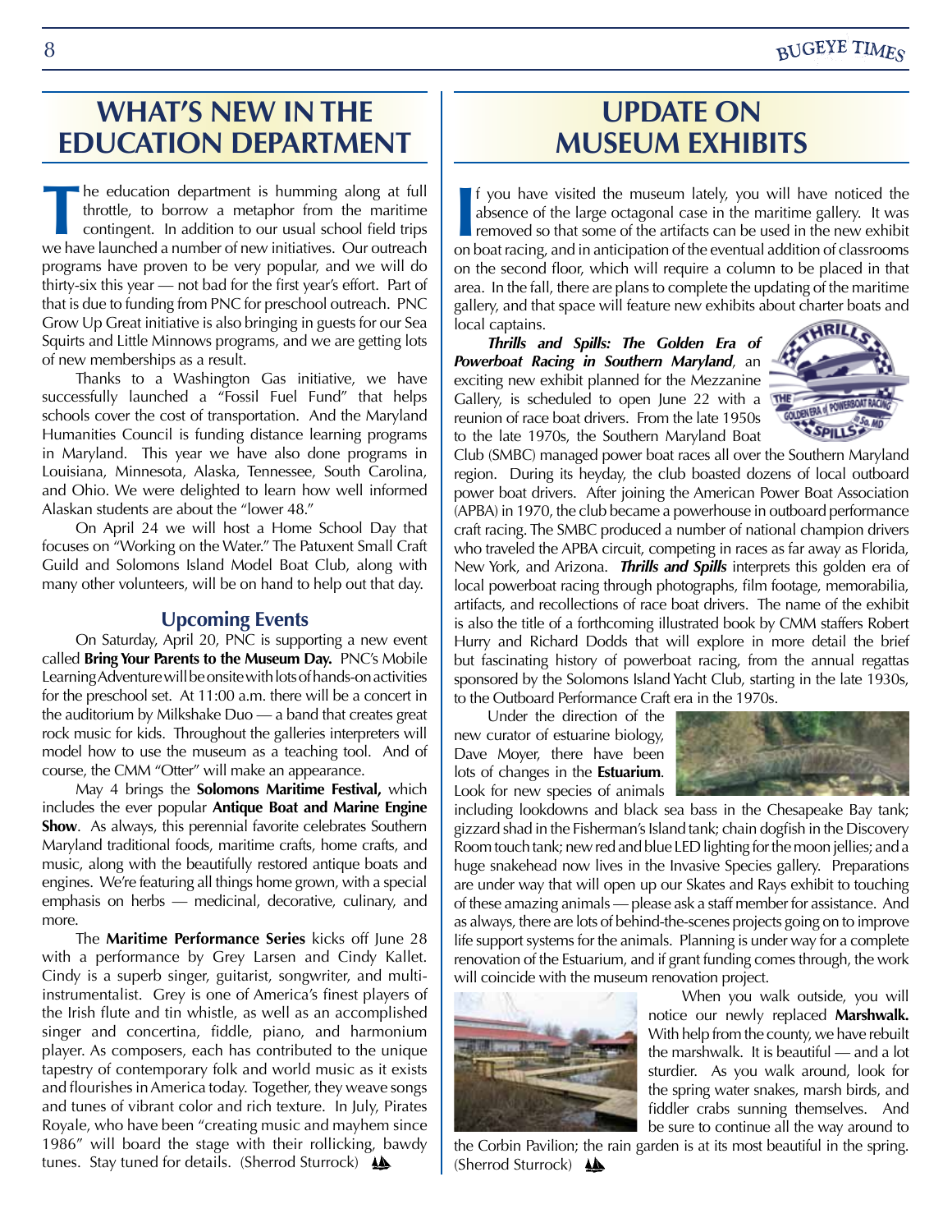# WHAT'S NEW IN THE EDUCATION DEPARTMENT

The education department is humming along at full throttle, to borrow a metaphor from the maritime contingent. In addition to our usual school field trips we have launched a number of new initiatives. Our outreach programs have proven to be very popular, and we will do thirty-six this year — not bad for the first year's effort. Part of that is due to funding from PNC for preschool outreach. PNC Grow Up Great initiative is also bringing in guests for our Sea Squirts and Little Minnows programs, and we are getting lots of new memberships as a result.

Thanks to a Washington Gas initiative, we have successfully launched a "Fossil Fuel Fund" that helps schools cover the cost of transportation. And the Maryland Humanities Council is funding distance learning programs in Maryland. This year we have also done programs in Louisiana, Minnesota, Alaska, Tennessee, South Carolina, and Ohio. We were delighted to learn how well informed Alaskan students are about the "lower 48."

On April 24 we will host a Home School Day that focuses on "Working on the Water." The Patuxent Small Craft Guild and Solomons Island Model Boat Club, along with many other volunteers, will be on hand to help out that day.

### Upcoming Events

On Saturday, April 20, PNC is supporting a new event called **Bring Your Parents to the Museum Day.** PNC's Mobile Learning Adventure will be onsite with lots of hands-on activities for the preschool set. At 11:00 a.m. there will be a concert in the auditorium by Milkshake Duo — a band that creates great rock music for kids. Throughout the galleries interpreters will model how to use the museum as a teaching tool. And of course, the CMM "Otter" will make an appearance.

May 4 brings the **Solomons Maritime Festival,** which includes the ever popular **Antique Boat and Marine Engine Show**. As always, this perennial favorite celebrates Southern Maryland traditional foods, maritime crafts, home crafts, and music, along with the beautifully restored antique boats and engines. We're featuring all things home grown, with a special emphasis on herbs — medicinal, decorative, culinary, and more.

The **Maritime Performance Series** kicks off June 28 with a performance by Grey Larsen and Cindy Kallet. Cindy is a superb singer, guitarist, songwriter, and multi-instrumentalist. Grey is one of America's finest players of the Irish flute and tin whistle, as well as an accomplished singer and concertina, fiddle, piano, and harmonium player. As composers, each has contributed to the unique tapestry of contemporary folk and world music as it exists and flourishes in America today. Together, they weave songs and tunes of vibrant color and rich texture. In July, Pirates Royale, who have been "creating music and mayhem since 1986" will board the stage with their rollicking, bawdy tunes. Stay tuned for details. (Sherrod Sturrock)

# UPDATE ON MUSEUM EXHIBITS

If you have visited the museum lately, you will have noticed the absence of the large octagonal case in the maritime gallery. It was removed so that some of the artifacts can be used in the new exhibit on boat racing, and in anticipation of the eventual addition of classrooms on the second floor, which will require a column to be placed in that area. In the fall, there are plans to complete the updating of the maritime gallery, and that space will feature new exhibits about charter boats and local captains.

***Thrills and Spills: The Golden Era of Powerboat Racing in Southern Maryland***, an exciting new exhibit planned for the Mezzanine Gallery, is scheduled to open June 22 with a reunion of race boat drivers. From the late 1950s to the late 1970s, the Southern Maryland Boat Club (SMBC) managed power boat races all over the Southern Maryland region. During its heyday, the club boasted dozens of local outboard power boat drivers. After joining the American Power Boat Association (APBA) in 1970, the club became a powerhouse in outboard performance craft racing. The SMBC produced a number of national champion drivers who traveled the APBA circuit, competing in races as far away as Florida, New York, and Arizona. ***Thrills and Spills*** interprets this golden era of local powerboat racing through photographs, film footage, memorabilia, artifacts, and recollections of race boat drivers. The name of the exhibit is also the title of a forthcoming illustrated book by CMM staffers Robert Hurry and Richard Dodds that will explore in more detail the brief but fascinating history of powerboat racing, from the annual regattas sponsored by the Solomons Island Yacht Club, starting in the late 1930s, to the Outboard Performance Craft era in the 1970s.

Under the direction of the new curator of estuarine biology, Dave Moyer, there have been lots of changes in the **Estuarium**. Look for new species of animals including lookdowns and black sea bass in the Chesapeake Bay tank; gizzard shad in the Fisherman's Island tank; chain dogfish in the Discovery Room touch tank; new red and blue LED lighting for the moon jellies; and a huge snakehead now lives in the Invasive Species gallery. Preparations are under way that will open up our Skates and Rays exhibit to touching of these amazing animals — please ask a staff member for assistance. And as always, there are lots of behind-the-scenes projects going on to improve life support systems for the animals. Planning is under way for a complete renovation of the Estuarium, and if grant funding comes through, the work will coincide with the museum renovation project.

When you walk outside, you will notice our newly replaced **Marshwalk.** With help from the county, we have rebuilt the marshwalk. It is beautiful — and a lot sturdier. As you walk around, look for the spring water snakes, marsh birds, and fiddler crabs sunning themselves. And be sure to continue all the way around to the Corbin Pavilion; the rain garden is at its most beautiful in the spring. (Sherrod Sturrock)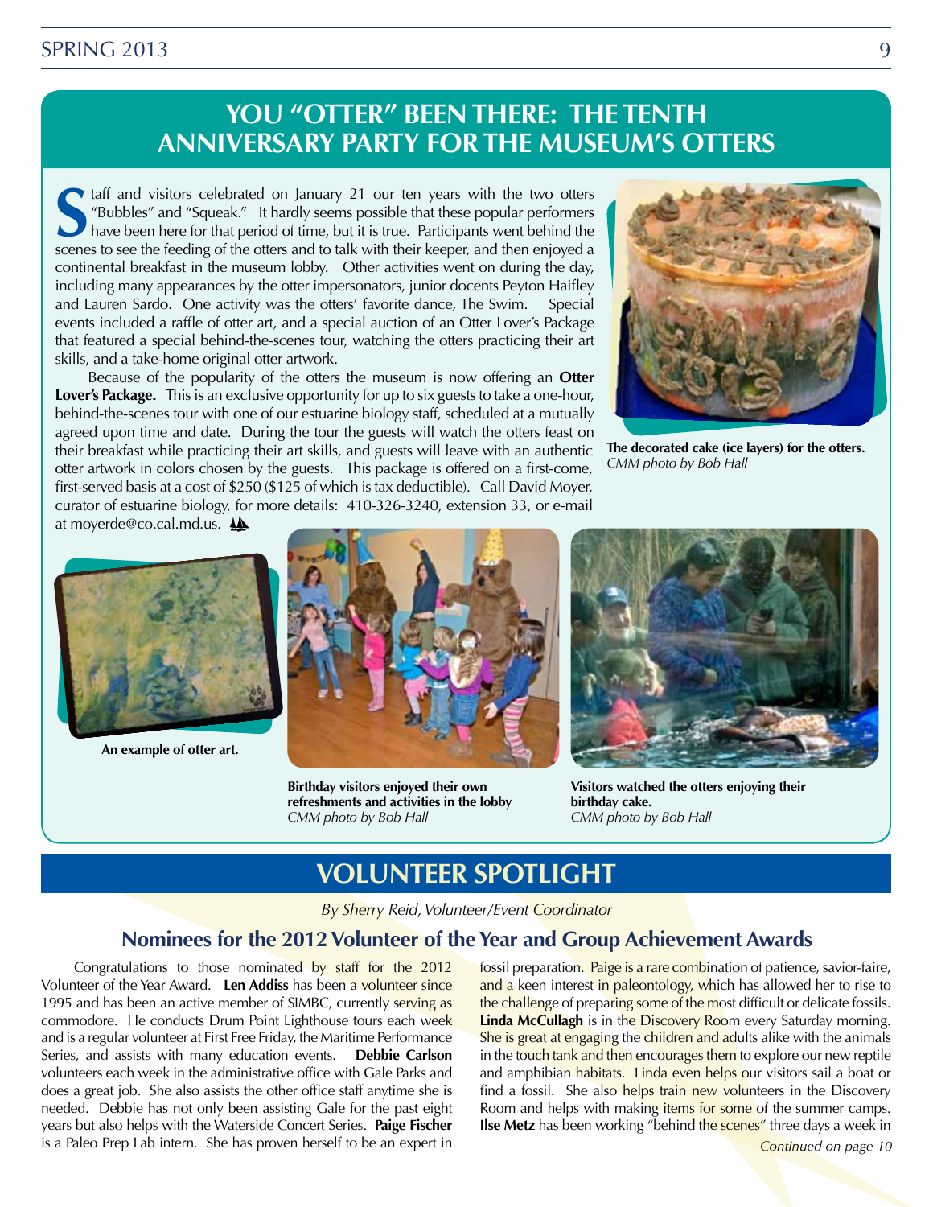# YOU "OTTER" BEEN THERE: THE TENTH ANNIVERSARY PARTY FOR THE MUSEUM'S OTTERS

Staff and visitors celebrated on January 21 our ten years with the two otters "Bubbles" and "Squeak." It hardly seems possible that these popular performers have been here for that period of time, but it is true. Participants went behind the scenes to see the feeding of the otters and to talk with their keeper, and then enjoyed a continental breakfast in the museum lobby. Other activities went on during the day, including many appearances by the otter impersonators, junior docents Peyton Haifley and Lauren Sardo. One activity was the otters' favorite dance, The Swim. Special events included a raffle of otter art, and a special auction of an Otter Lover's Package that featured a special behind-the-scenes tour, watching the otters practicing their art skills, and a take-home original otter artwork.

Because of the popularity of the otters the museum is now offering an **Otter Lover's Package.** This is an exclusive opportunity for up to six guests to take a one-hour, behind-the-scenes tour with one of our estuarine biology staff, scheduled at a mutually agreed upon time and date. During the tour the guests will watch the otters feast on their breakfast while practicing their art skills, and guests will leave with an authentic otter artwork in colors chosen by the guests. This package is offered on a first-come, first-served basis at a cost of $250 ($125 of which is tax deductible). Call David Moyer, curator of estuarine biology, for more details: 410-326-3240, extension 33, or e-mail at moyerde@co.cal.md.us.

**The decorated cake (ice layers) for the otters.**
*CMM photo by Bob Hall*

**An example of otter art.**

**Birthday visitors enjoyed their own refreshments and activities in the lobby**
*CMM photo by Bob Hall*

**Visitors watched the otters enjoying their birthday cake.**
*CMM photo by Bob Hall*

# VOLUNTEER SPOTLIGHT

*By Sherry Reid, Volunteer/Event Coordinator*

## Nominees for the 2012 Volunteer of the Year and Group Achievement Awards

Congratulations to those nominated by staff for the 2012 Volunteer of the Year Award. **Len Addiss** has been a volunteer since 1995 and has been an active member of SIMBC, currently serving as commodore. He conducts Drum Point Lighthouse tours each week and is a regular volunteer at First Free Friday, the Maritime Performance Series, and assists with many education events. **Debbie Carlson** volunteers each week in the administrative office with Gale Parks and does a great job. She also assists the other office staff anytime she is needed. Debbie has not only been assisting Gale for the past eight years but also helps with the Waterside Concert Series. **Paige Fischer** is a Paleo Prep Lab intern. She has proven herself to be an expert in fossil preparation. Paige is a rare combination of patience, savior-faire, and a keen interest in paleontology, which has allowed her to rise to the challenge of preparing some of the most difficult or delicate fossils. **Linda McCullagh** is in the Discovery Room every Saturday morning. She is great at engaging the children and adults alike with the animals in the touch tank and then encourages them to explore our new reptile and amphibian habitats. Linda even helps our visitors sail a boat or find a fossil. She also helps train new volunteers in the Discovery Room and helps with making items for some of the summer camps. **Ilse Metz** has been working "behind the scenes" three days a week in

*Continued on page 10*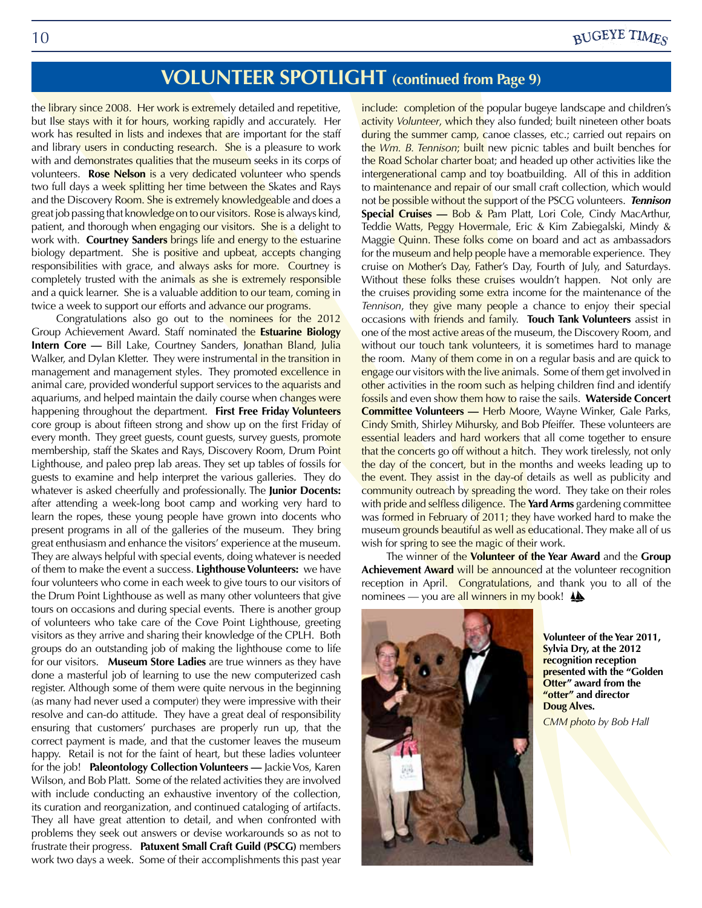## VOLUNTEER SPOTLIGHT (continued from Page 9)

the library since 2008. Her work is extremely detailed and repetitive, but Ilse stays with it for hours, working rapidly and accurately. Her work has resulted in lists and indexes that are important for the staff and library users in conducting research. She is a pleasure to work with and demonstrates qualities that the museum seeks in its corps of volunteers. **Rose Nelson** is a very dedicated volunteer who spends two full days a week splitting her time between the Skates and Rays and the Discovery Room. She is extremely knowledgeable and does a great job passing that knowledge on to our visitors. Rose is always kind, patient, and thorough when engaging our visitors. She is a delight to work with. **Courtney Sanders** brings life and energy to the estuarine biology department. She is positive and upbeat, accepts changing responsibilities with grace, and always asks for more. Courtney is completely trusted with the animals as she is extremely responsible and a quick learner. She is a valuable addition to our team, coming in twice a week to support our efforts and advance our programs.

Congratulations also go out to the nominees for the 2012 Group Achievement Award. Staff nominated the **Estuarine Biology Intern Core —** Bill Lake, Courtney Sanders, Jonathan Bland, Julia Walker, and Dylan Kletter. They were instrumental in the transition in management and management styles. They promoted excellence in animal care, provided wonderful support services to the aquarists and aquariums, and helped maintain the daily course when changes were happening throughout the department. **First Free Friday Volunteers** core group is about fifteen strong and show up on the first Friday of every month. They greet guests, count guests, survey guests, promote membership, staff the Skates and Rays, Discovery Room, Drum Point Lighthouse, and paleo prep lab areas. They set up tables of fossils for guests to examine and help interpret the various galleries. They do whatever is asked cheerfully and professionally. The **Junior Docents:** after attending a week-long boot camp and working very hard to learn the ropes, these young people have grown into docents who present programs in all of the galleries of the museum. They bring great enthusiasm and enhance the visitors' experience at the museum. They are always helpful with special events, doing whatever is needed of them to make the event a success. **Lighthouse Volunteers:** we have four volunteers who come in each week to give tours to our visitors of the Drum Point Lighthouse as well as many other volunteers that give tours on occasions and during special events. There is another group of volunteers who take care of the Cove Point Lighthouse, greeting visitors as they arrive and sharing their knowledge of the CPLH. Both groups do an outstanding job of making the lighthouse come to life for our visitors. **Museum Store Ladies** are true winners as they have done a masterful job of learning to use the new computerized cash register. Although some of them were quite nervous in the beginning (as many had never used a computer) they were impressive with their resolve and can-do attitude. They have a great deal of responsibility ensuring that customers' purchases are properly run up, that the correct payment is made, and that the customer leaves the museum happy. Retail is not for the faint of heart, but these ladies volunteer for the job! **Paleontology Collection Volunteers —** Jackie Vos, Karen Wilson, and Bob Platt. Some of the related activities they are involved with include conducting an exhaustive inventory of the collection, its curation and reorganization, and continued cataloging of artifacts. They all have great attention to detail, and when confronted with problems they seek out answers or devise workarounds so as not to frustrate their progress. **Patuxent Small Craft Guild (PSCG)** members work two days a week. Some of their accomplishments this past year include: completion of the popular bugeye landscape and children's activity *Volunteer*, which they also funded; built nineteen other boats during the summer camp, canoe classes, etc.; carried out repairs on the *Wm. B. Tennison*; built new picnic tables and built benches for the Road Scholar charter boat; and headed up other activities like the intergenerational camp and toy boatbuilding. All of this in addition to maintenance and repair of our small craft collection, which would not be possible without the support of the PSCG volunteers. ***Tennison* Special Cruises —** Bob & Pam Platt, Lori Cole, Cindy MacArthur, Teddie Watts, Peggy Hovermale, Eric & Kim Zabiegalski, Mindy & Maggie Quinn. These folks come on board and act as ambassadors for the museum and help people have a memorable experience. They cruise on Mother's Day, Father's Day, Fourth of July, and Saturdays. Without these folks these cruises wouldn't happen. Not only are the cruises providing some extra income for the maintenance of the *Tennison*, they give many people a chance to enjoy their special occasions with friends and family. **Touch Tank Volunteers** assist in one of the most active areas of the museum, the Discovery Room, and without our touch tank volunteers, it is sometimes hard to manage the room. Many of them come in on a regular basis and are quick to engage our visitors with the live animals. Some of them get involved in other activities in the room such as helping children find and identify fossils and even show them how to raise the sails. **Waterside Concert Committee Volunteers —** Herb Moore, Wayne Winker, Gale Parks, Cindy Smith, Shirley Mihursky, and Bob Pfeiffer. These volunteers are essential leaders and hard workers that all come together to ensure that the concerts go off without a hitch. They work tirelessly, not only the day of the concert, but in the months and weeks leading up to the event. They assist in the day-of details as well as publicity and community outreach by spreading the word. They take on their roles with pride and selfless diligence. The **Yard Arms** gardening committee was formed in February of 2011; they have worked hard to make the museum grounds beautiful as well as educational. They make all of us wish for spring to see the magic of their work.

The winner of the **Volunteer of the Year Award** and the **Group Achievement Award** will be announced at the volunteer recognition reception in April. Congratulations, and thank you to all of the nominees — you are all winners in my book!

**Volunteer of the Year 2011, Sylvia Dry, at the 2012 recognition reception presented with the "Golden Otter" award from the "otter" and director Doug Alves.**

*CMM photo by Bob Hall*